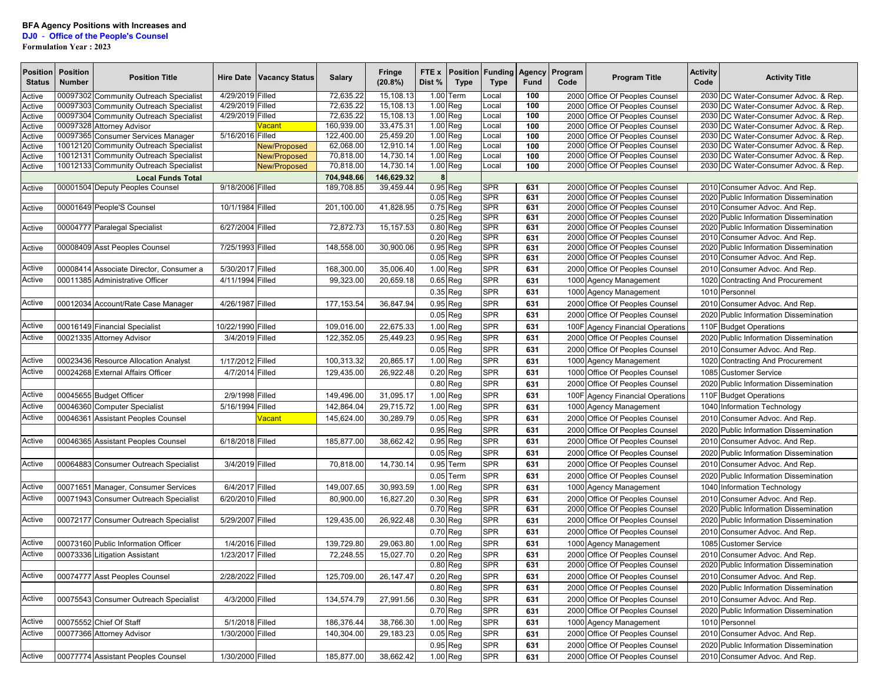**BFA Agency Positions with Increases and**

**DJ0 - Office of the People's Counsel**

**Formulation Year : 2023**

| Position Status | Position Number | Position Title | Hire Date | Vacancy Status | Salary | Fringe (20.8%) | FTE x Dist % | Position Type | Funding Type | Agency Fund | Program Code | Program Title | Activity Code | Activity Title |
|---|---|---|---|---|---|---|---|---|---|---|---|---|---|---|
| Active | 00097302 | Community Outreach Specialist | 4/29/2019 | Filled | 72,635.22 | 15,108.13 | 1.00 | Term | Local | 100 | 2000 | Office Of Peoples Counsel | 2030 | DC Water-Consumer Advoc. & Rep. |
| Active | 00097303 | Community Outreach Specialist | 4/29/2019 | Filled | 72,635.22 | 15,108.13 | 1.00 | Reg | Local | 100 | 2000 | Office Of Peoples Counsel | 2030 | DC Water-Consumer Advoc. & Rep. |
| Active | 00097304 | Community Outreach Specialist | 4/29/2019 | Filled | 72,635.22 | 15,108.13 | 1.00 | Reg | Local | 100 | 2000 | Office Of Peoples Counsel | 2030 | DC Water-Consumer Advoc. & Rep. |
| Active | 00097328 | Attorney Advisor | | Vacant | 160,939.00 | 33,475.31 | 1.00 | Reg | Local | 100 | 2000 | Office Of Peoples Counsel | 2030 | DC Water-Consumer Advoc. & Rep. |
| Active | 00097365 | Consumer Services Manager | 5/16/2016 | Filled | 122,400.00 | 25,459.20 | 1.00 | Reg | Local | 100 | 2000 | Office Of Peoples Counsel | 2030 | DC Water-Consumer Advoc. & Rep. |
| Active | 10012120 | Community Outreach Specialist | | New/Proposed | 62,068.00 | 12,910.14 | 1.00 | Reg | Local | 100 | 2000 | Office Of Peoples Counsel | 2030 | DC Water-Consumer Advoc. & Rep. |
| Active | 10012131 | Community Outreach Specialist | | New/Proposed | 70,818.00 | 14,730.14 | 1.00 | Reg | Local | 100 | 2000 | Office Of Peoples Counsel | 2030 | DC Water-Consumer Advoc. & Rep. |
| Active | 10012133 | Community Outreach Specialist | | New/Proposed | 70,818.00 | 14,730.14 | 1.00 | Reg | Local | 100 | 2000 | Office Of Peoples Counsel | 2030 | DC Water-Consumer Advoc. & Rep. |
| | | **Local Funds Total** | | | **704,948.66** | **146,629.32** | **8** | | | | | | | |
| Active | 00001504 | Deputy Peoples Counsel | 9/18/2006 | Filled | 189,708.85 | 39,459.44 | 0.95 | Reg | SPR | 631 | 2000 | Office Of Peoples Counsel | 2010 | Consumer Advoc. And Rep. |
| | | | | | | | 0.05 | Reg | SPR | 631 | 2000 | Office Of Peoples Counsel | 2020 | Public Information Dissemination |
| Active | 00001649 | People'S Counsel | 10/1/1984 | Filled | 201,100.00 | 41,828.95 | 0.75 | Reg | SPR | 631 | 2000 | Office Of Peoples Counsel | 2010 | Consumer Advoc. And Rep. |
| | | | | | | | 0.25 | Reg | SPR | 631 | 2000 | Office Of Peoples Counsel | 2020 | Public Information Dissemination |
| Active | 00004777 | Paralegal Specialist | 6/27/2004 | Filled | 72,872.73 | 15,157.53 | 0.80 | Reg | SPR | 631 | 2000 | Office Of Peoples Counsel | 2020 | Public Information Dissemination |
| | | | | | | | 0.20 | Reg | SPR | 631 | 2000 | Office Of Peoples Counsel | 2010 | Consumer Advoc. And Rep. |
| Active | 00008409 | Asst Peoples Counsel | 7/25/1993 | Filled | 148,558.00 | 30,900.06 | 0.95 | Reg | SPR | 631 | 2000 | Office Of Peoples Counsel | 2020 | Public Information Dissemination |
| | | | | | | | 0.05 | Reg | SPR | 631 | 2000 | Office Of Peoples Counsel | 2010 | Consumer Advoc. And Rep. |
| Active | 00008414 | Associate Director, Consumer a | 5/30/2017 | Filled | 168,300.00 | 35,006.40 | 1.00 | Reg | SPR | 631 | 2000 | Office Of Peoples Counsel | 2010 | Consumer Advoc. And Rep. |
| Active | 00011385 | Administrative Officer | 4/11/1994 | Filled | 99,323.00 | 20,659.18 | 0.65 | Reg | SPR | 631 | 1000 | Agency Management | 1020 | Contracting And Procurement |
| | | | | | | | 0.35 | Reg | SPR | 631 | 1000 | Agency Management | 1010 | Personnel |
| Active | 00012034 | Account/Rate Case Manager | 4/26/1987 | Filled | 177,153.54 | 36,847.94 | 0.95 | Reg | SPR | 631 | 2000 | Office Of Peoples Counsel | 2010 | Consumer Advoc. And Rep. |
| | | | | | | | 0.05 | Reg | SPR | 631 | 2000 | Office Of Peoples Counsel | 2020 | Public Information Dissemination |
| Active | 00016149 | Financial Specialist | 10/22/1990 | Filled | 109,016.00 | 22,675.33 | 1.00 | Reg | SPR | 631 | 100F | Agency Financial Operations | 110F | Budget Operations |
| Active | 00021335 | Attorney Advisor | 3/4/2019 | Filled | 122,352.05 | 25,449.23 | 0.95 | Reg | SPR | 631 | 2000 | Office Of Peoples Counsel | 2020 | Public Information Dissemination |
| | | | | | | | 0.05 | Reg | SPR | 631 | 2000 | Office Of Peoples Counsel | 2010 | Consumer Advoc. And Rep. |
| Active | 00023436 | Resource Allocation Analyst | 1/17/2012 | Filled | 100,313.32 | 20,865.17 | 1.00 | Reg | SPR | 631 | 1000 | Agency Management | 1020 | Contracting And Procurement |
| Active | 00024268 | External Affairs Officer | 4/7/2014 | Filled | 129,435.00 | 26,922.48 | 0.20 | Reg | SPR | 631 | 1000 | Office Of Peoples Counsel | 1085 | Customer Service |
| | | | | | | | 0.80 | Reg | SPR | 631 | 2000 | Office Of Peoples Counsel | 2020 | Public Information Dissemination |
| Active | 00045655 | Budget Officer | 2/9/1998 | Filled | 149,496.00 | 31,095.17 | 1.00 | Reg | SPR | 631 | 100F | Agency Financial Operations | 110F | Budget Operations |
| Active | 00046360 | Computer Specialist | 5/16/1994 | Filled | 142,864.04 | 29,715.72 | 1.00 | Reg | SPR | 631 | 1000 | Agency Management | 1040 | Information Technology |
| Active | 00046361 | Assistant Peoples Counsel | | Vacant | 145,624.00 | 30,289.79 | 0.05 | Reg | SPR | 631 | 2000 | Office Of Peoples Counsel | 2010 | Consumer Advoc. And Rep. |
| | | | | | | | 0.95 | Reg | SPR | 631 | 2000 | Office Of Peoples Counsel | 2020 | Public Information Dissemination |
| Active | 00046365 | Assistant Peoples Counsel | 6/18/2018 | Filled | 185,877.00 | 38,662.42 | 0.95 | Reg | SPR | 631 | 2000 | Office Of Peoples Counsel | 2010 | Consumer Advoc. And Rep. |
| | | | | | | | 0.05 | Reg | SPR | 631 | 2000 | Office Of Peoples Counsel | 2020 | Public Information Dissemination |
| Active | 00064883 | Consumer Outreach Specialist | 3/4/2019 | Filled | 70,818.00 | 14,730.14 | 0.95 | Term | SPR | 631 | 2000 | Office Of Peoples Counsel | 2010 | Consumer Advoc. And Rep. |
| | | | | | | | 0.05 | Term | SPR | 631 | 2000 | Office Of Peoples Counsel | 2020 | Public Information Dissemination |
| Active | 00071651 | Manager, Consumer Services | 6/4/2017 | Filled | 149,007.65 | 30,993.59 | 1.00 | Reg | SPR | 631 | 1000 | Agency Management | 1040 | Information Technology |
| Active | 00071943 | Consumer Outreach Specialist | 6/20/2010 | Filled | 80,900.00 | 16,827.20 | 0.30 | Reg | SPR | 631 | 2000 | Office Of Peoples Counsel | 2010 | Consumer Advoc. And Rep. |
| | | | | | | | 0.70 | Reg | SPR | 631 | 2000 | Office Of Peoples Counsel | 2020 | Public Information Dissemination |
| Active | 00072177 | Consumer Outreach Specialist | 5/29/2007 | Filled | 129,435.00 | 26,922.48 | 0.30 | Reg | SPR | 631 | 2000 | Office Of Peoples Counsel | 2020 | Public Information Dissemination |
| | | | | | | | 0.70 | Reg | SPR | 631 | 2000 | Office Of Peoples Counsel | 2010 | Consumer Advoc. And Rep. |
| Active | 00073160 | Public Information Officer | 1/4/2016 | Filled | 139,729.80 | 29,063.80 | 1.00 | Reg | SPR | 631 | 1000 | Agency Management | 1085 | Customer Service |
| Active | 00073336 | Litigation Assistant | 1/23/2017 | Filled | 72,248.55 | 15,027.70 | 0.20 | Reg | SPR | 631 | 2000 | Office Of Peoples Counsel | 2010 | Consumer Advoc. And Rep. |
| | | | | | | | 0.80 | Reg | SPR | 631 | 2000 | Office Of Peoples Counsel | 2020 | Public Information Dissemination |
| Active | 00074777 | Asst Peoples Counsel | 2/28/2022 | Filled | 125,709.00 | 26,147.47 | 0.20 | Reg | SPR | 631 | 2000 | Office Of Peoples Counsel | 2010 | Consumer Advoc. And Rep. |
| | | | | | | | 0.80 | Reg | SPR | 631 | 2000 | Office Of Peoples Counsel | 2020 | Public Information Dissemination |
| Active | 00075543 | Consumer Outreach Specialist | 4/3/2000 | Filled | 134,574.79 | 27,991.56 | 0.30 | Reg | SPR | 631 | 2000 | Office Of Peoples Counsel | 2010 | Consumer Advoc. And Rep. |
| | | | | | | | 0.70 | Reg | SPR | 631 | 2000 | Office Of Peoples Counsel | 2020 | Public Information Dissemination |
| Active | 00075552 | Chief Of Staff | 5/1/2018 | Filled | 186,376.44 | 38,766.30 | 1.00 | Reg | SPR | 631 | 1000 | Agency Management | 1010 | Personnel |
| Active | 00077366 | Attorney Advisor | 1/30/2000 | Filled | 140,304.00 | 29,183.23 | 0.05 | Reg | SPR | 631 | 2000 | Office Of Peoples Counsel | 2010 | Consumer Advoc. And Rep. |
| | | | | | | | 0.95 | Reg | SPR | 631 | 2000 | Office Of Peoples Counsel | 2020 | Public Information Dissemination |
| Active | 00077774 | Assistant Peoples Counsel | 1/30/2000 | Filled | 185,877.00 | 38,662.42 | 1.00 | Reg | SPR | 631 | 2000 | Office Of Peoples Counsel | 2010 | Consumer Advoc. And Rep. |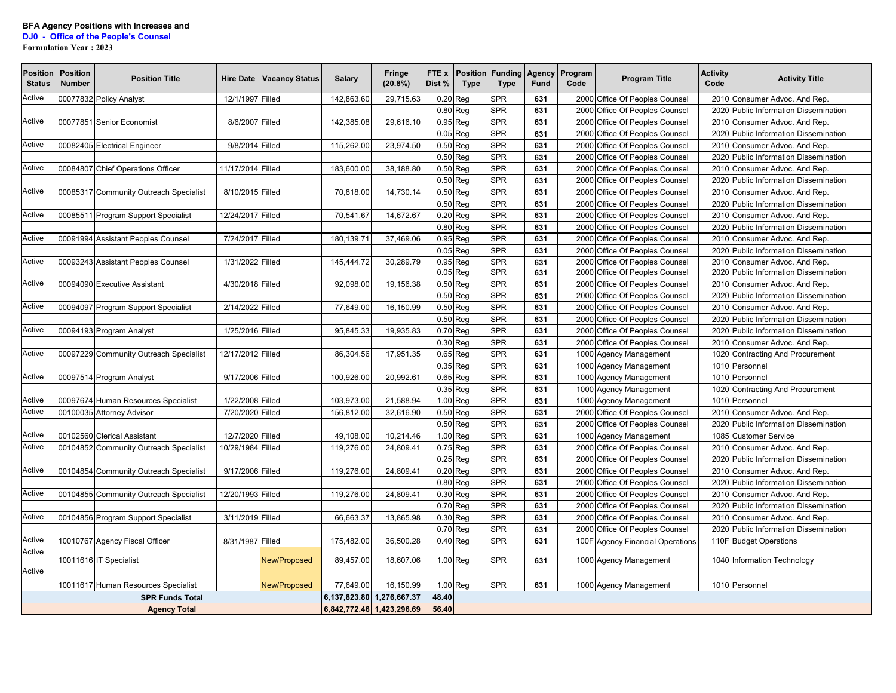**BFA Agency Positions with Increases and**

**DJ0 - Office of the People's Counsel**

**Formulation Year : 2023**

| Position Status | Position Number | Position Title | Hire Date | Vacancy Status | Salary | Fringe (20.8%) | FTE x Dist % | Position Type | Funding Type | Agency Fund | Program Code | Program Title | Activity Code | Activity Title |
|---|---|---|---|---|---|---|---|---|---|---|---|---|---|---|
| Active | 00077832 | Policy Analyst | 12/1/1997 | Filled | 142,863.60 | 29,715.63 | 0.20 | Reg | SPR | 631 | 2000 | Office Of Peoples Counsel | 2010 | Consumer Advoc. And Rep. |
| | | | | | | | 0.80 | Reg | SPR | 631 | 2000 | Office Of Peoples Counsel | 2020 | Public Information Dissemination |
| Active | 00077851 | Senior Economist | 8/6/2007 | Filled | 142,385.08 | 29,616.10 | 0.95 | Reg | SPR | 631 | 2000 | Office Of Peoples Counsel | 2010 | Consumer Advoc. And Rep. |
| | | | | | | | 0.05 | Reg | SPR | 631 | 2000 | Office Of Peoples Counsel | 2020 | Public Information Dissemination |
| Active | 00082405 | Electrical Engineer | 9/8/2014 | Filled | 115,262.00 | 23,974.50 | 0.50 | Reg | SPR | 631 | 2000 | Office Of Peoples Counsel | 2010 | Consumer Advoc. And Rep. |
| | | | | | | | 0.50 | Reg | SPR | 631 | 2000 | Office Of Peoples Counsel | 2020 | Public Information Dissemination |
| Active | 00084807 | Chief Operations Officer | 11/17/2014 | Filled | 183,600.00 | 38,188.80 | 0.50 | Reg | SPR | 631 | 2000 | Office Of Peoples Counsel | 2010 | Consumer Advoc. And Rep. |
| | | | | | | | 0.50 | Reg | SPR | 631 | 2000 | Office Of Peoples Counsel | 2020 | Public Information Dissemination |
| Active | 00085317 | Community Outreach Specialist | 8/10/2015 | Filled | 70,818.00 | 14,730.14 | 0.50 | Reg | SPR | 631 | 2000 | Office Of Peoples Counsel | 2010 | Consumer Advoc. And Rep. |
| | | | | | | | 0.50 | Reg | SPR | 631 | 2000 | Office Of Peoples Counsel | 2020 | Public Information Dissemination |
| Active | 00085511 | Program Support Specialist | 12/24/2017 | Filled | 70,541.67 | 14,672.67 | 0.20 | Reg | SPR | 631 | 2000 | Office Of Peoples Counsel | 2010 | Consumer Advoc. And Rep. |
| | | | | | | | 0.80 | Reg | SPR | 631 | 2000 | Office Of Peoples Counsel | 2020 | Public Information Dissemination |
| Active | 00091994 | Assistant Peoples Counsel | 7/24/2017 | Filled | 180,139.71 | 37,469.06 | 0.95 | Reg | SPR | 631 | 2000 | Office Of Peoples Counsel | 2010 | Consumer Advoc. And Rep. |
| | | | | | | | 0.05 | Reg | SPR | 631 | 2000 | Office Of Peoples Counsel | 2020 | Public Information Dissemination |
| Active | 00093243 | Assistant Peoples Counsel | 1/31/2022 | Filled | 145,444.72 | 30,289.79 | 0.95 | Reg | SPR | 631 | 2000 | Office Of Peoples Counsel | 2010 | Consumer Advoc. And Rep. |
| | | | | | | | 0.05 | Reg | SPR | 631 | 2000 | Office Of Peoples Counsel | 2020 | Public Information Dissemination |
| Active | 00094090 | Executive Assistant | 4/30/2018 | Filled | 92,098.00 | 19,156.38 | 0.50 | Reg | SPR | 631 | 2000 | Office Of Peoples Counsel | 2010 | Consumer Advoc. And Rep. |
| | | | | | | | 0.50 | Reg | SPR | 631 | 2000 | Office Of Peoples Counsel | 2020 | Public Information Dissemination |
| Active | 00094097 | Program Support Specialist | 2/14/2022 | Filled | 77,649.00 | 16,150.99 | 0.50 | Reg | SPR | 631 | 2000 | Office Of Peoples Counsel | 2010 | Consumer Advoc. And Rep. |
| | | | | | | | 0.50 | Reg | SPR | 631 | 2000 | Office Of Peoples Counsel | 2020 | Public Information Dissemination |
| Active | 00094193 | Program Analyst | 1/25/2016 | Filled | 95,845.33 | 19,935.83 | 0.70 | Reg | SPR | 631 | 2000 | Office Of Peoples Counsel | 2020 | Public Information Dissemination |
| | | | | | | | 0.30 | Reg | SPR | 631 | 2000 | Office Of Peoples Counsel | 2010 | Consumer Advoc. And Rep. |
| Active | 00097229 | Community Outreach Specialist | 12/17/2012 | Filled | 86,304.56 | 17,951.35 | 0.65 | Reg | SPR | 631 | 1000 | Agency Management | 1020 | Contracting And Procurement |
| | | | | | | | 0.35 | Reg | SPR | 631 | 1000 | Agency Management | 1010 | Personnel |
| Active | 00097514 | Program Analyst | 9/17/2006 | Filled | 100,926.00 | 20,992.61 | 0.65 | Reg | SPR | 631 | 1000 | Agency Management | 1010 | Personnel |
| | | | | | | | 0.35 | Reg | SPR | 631 | 1000 | Agency Management | 1020 | Contracting And Procurement |
| Active | 00097674 | Human Resources Specialist | 1/22/2008 | Filled | 103,973.00 | 21,588.94 | 1.00 | Reg | SPR | 631 | 1000 | Agency Management | 1010 | Personnel |
| Active | 00100035 | Attorney Advisor | 7/20/2020 | Filled | 156,812.00 | 32,616.90 | 0.50 | Reg | SPR | 631 | 2000 | Office Of Peoples Counsel | 2010 | Consumer Advoc. And Rep. |
| | | | | | | | 0.50 | Reg | SPR | 631 | 2000 | Office Of Peoples Counsel | 2020 | Public Information Dissemination |
| Active | 00102560 | Clerical Assistant | 12/7/2020 | Filled | 49,108.00 | 10,214.46 | 1.00 | Reg | SPR | 631 | 1000 | Agency Management | 1085 | Customer Service |
| Active | 00104852 | Community Outreach Specialist | 10/29/1984 | Filled | 119,276.00 | 24,809.41 | 0.75 | Reg | SPR | 631 | 2000 | Office Of Peoples Counsel | 2010 | Consumer Advoc. And Rep. |
| | | | | | | | 0.25 | Reg | SPR | 631 | 2000 | Office Of Peoples Counsel | 2020 | Public Information Dissemination |
| Active | 00104854 | Community Outreach Specialist | 9/17/2006 | Filled | 119,276.00 | 24,809.41 | 0.20 | Reg | SPR | 631 | 2000 | Office Of Peoples Counsel | 2010 | Consumer Advoc. And Rep. |
| | | | | | | | 0.80 | Reg | SPR | 631 | 2000 | Office Of Peoples Counsel | 2020 | Public Information Dissemination |
| Active | 00104855 | Community Outreach Specialist | 12/20/1993 | Filled | 119,276.00 | 24,809.41 | 0.30 | Reg | SPR | 631 | 2000 | Office Of Peoples Counsel | 2010 | Consumer Advoc. And Rep. |
| | | | | | | | 0.70 | Reg | SPR | 631 | 2000 | Office Of Peoples Counsel | 2020 | Public Information Dissemination |
| Active | 00104856 | Program Support Specialist | 3/11/2019 | Filled | 66,663.37 | 13,865.98 | 0.30 | Reg | SPR | 631 | 2000 | Office Of Peoples Counsel | 2010 | Consumer Advoc. And Rep. |
| | | | | | | | 0.70 | Reg | SPR | 631 | 2000 | Office Of Peoples Counsel | 2020 | Public Information Dissemination |
| Active | 10010767 | Agency Fiscal Officer | 8/31/1987 | Filled | 175,482.00 | 36,500.28 | 0.40 | Reg | SPR | 631 | 100F | Agency Financial Operations | 110F | Budget Operations |
| Active | 10011616 | IT Specialist | | New/Proposed | 89,457.00 | 18,607.06 | 1.00 | Reg | SPR | 631 | 1000 | Agency Management | 1040 | Information Technology |
| Active | 10011617 | Human Resources Specialist | | New/Proposed | 77,649.00 | 16,150.99 | 1.00 | Reg | SPR | 631 | 1000 | Agency Management | 1010 | Personnel |
| **SPR Funds Total** | | | | | **6,137,823.80** | **1,276,667.37** | **48.40** | | | | | | | |
| **Agency Total** | | | | | **6,842,772.46** | **1,423,296.69** | **56.40** | | | | | | | |